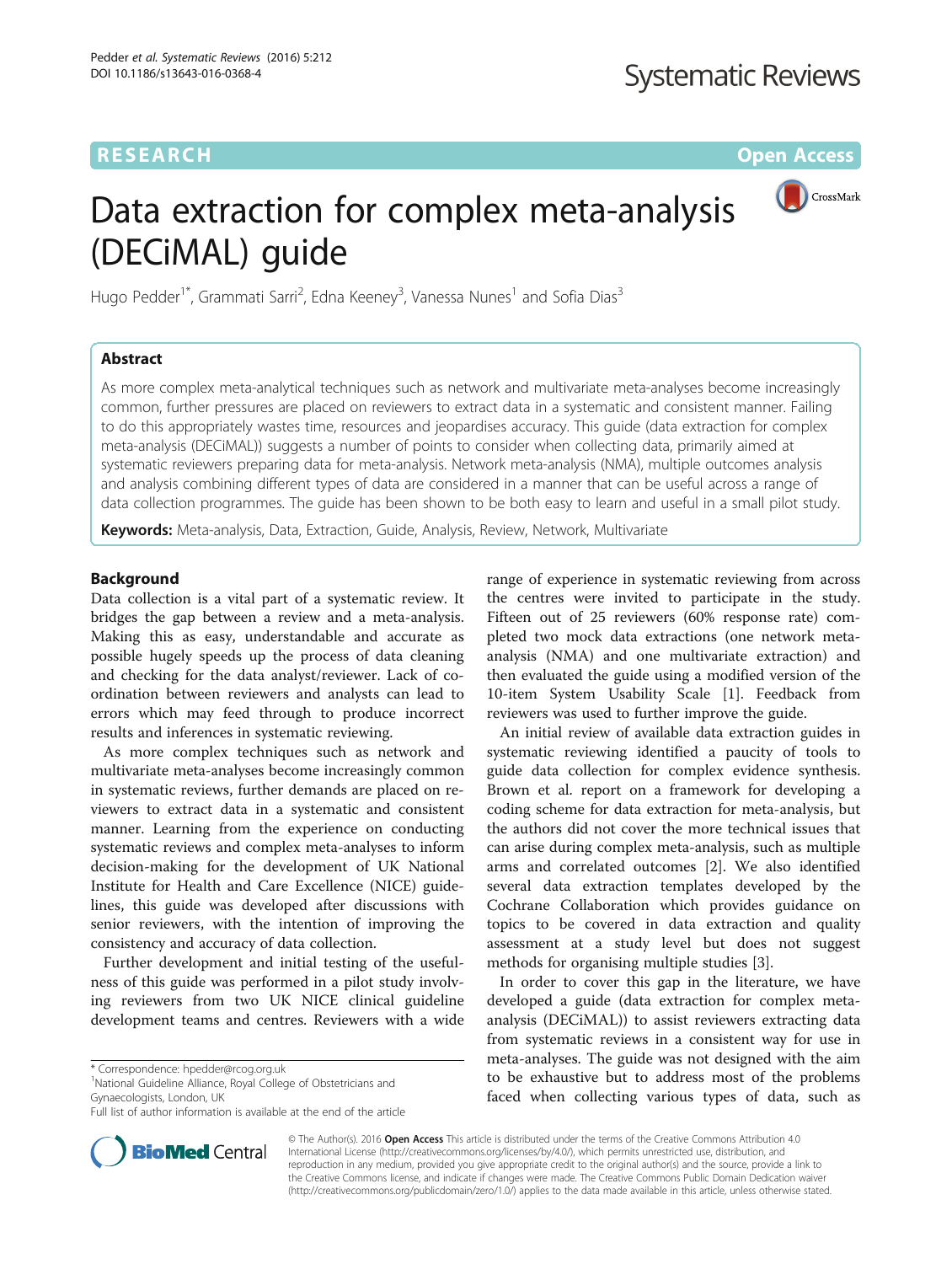**RESEARCH** **Open Access**

# Data extraction for complex meta-analysis (DECiMAL) guide

Hugo Pedder[1*], Grammati Sarri[2], Edna Keeney[3], Vanessa Nunes[1] and Sofia Dias[3]

## Abstract

As more complex meta-analytical techniques such as network and multivariate meta-analyses become increasingly common, further pressures are placed on reviewers to extract data in a systematic and consistent manner. Failing to do this appropriately wastes time, resources and jeopardises accuracy. This guide (data extraction for complex meta-analysis (DECiMAL)) suggests a number of points to consider when collecting data, primarily aimed at systematic reviewers preparing data for meta-analysis. Network meta-analysis (NMA), multiple outcomes analysis and analysis combining different types of data are considered in a manner that can be useful across a range of data collection programmes. The guide has been shown to be both easy to learn and useful in a small pilot study.

**Keywords:** Meta-analysis, Data, Extraction, Guide, Analysis, Review, Network, Multivariate

## Background

Data collection is a vital part of a systematic review. It bridges the gap between a review and a meta-analysis. Making this as easy, understandable and accurate as possible hugely speeds up the process of data cleaning and checking for the data analyst/reviewer. Lack of co-ordination between reviewers and analysts can lead to errors which may feed through to produce incorrect results and inferences in systematic reviewing.

As more complex techniques such as network and multivariate meta-analyses become increasingly common in systematic reviews, further demands are placed on reviewers to extract data in a systematic and consistent manner. Learning from the experience on conducting systematic reviews and complex meta-analyses to inform decision-making for the development of UK National Institute for Health and Care Excellence (NICE) guidelines, this guide was developed after discussions with senior reviewers, with the intention of improving the consistency and accuracy of data collection.

Further development and initial testing of the usefulness of this guide was performed in a pilot study involving reviewers from two UK NICE clinical guideline development teams and centres. Reviewers with a wide range of experience in systematic reviewing from across the centres were invited to participate in the study. Fifteen out of 25 reviewers (60% response rate) completed two mock data extractions (one network meta-analysis (NMA) and one multivariate extraction) and then evaluated the guide using a modified version of the 10-item System Usability Scale [1]. Feedback from reviewers was used to further improve the guide.

An initial review of available data extraction guides in systematic reviewing identified a paucity of tools to guide data collection for complex evidence synthesis. Brown et al. report on a framework for developing a coding scheme for data extraction for meta-analysis, but the authors did not cover the more technical issues that can arise during complex meta-analysis, such as multiple arms and correlated outcomes [2]. We also identified several data extraction templates developed by the Cochrane Collaboration which provides guidance on topics to be covered in data extraction and quality assessment at a study level but does not suggest methods for organising multiple studies [3].

In order to cover this gap in the literature, we have developed a guide (data extraction for complex meta-analysis (DECiMAL)) to assist reviewers extracting data from systematic reviews in a consistent way for use in meta-analyses. The guide was not designed with the aim to be exhaustive but to address most of the problems faced when collecting various types of data, such as

\* Correspondence: hpedder@rcog.org.uk
[1]National Guideline Alliance, Royal College of Obstetricians and Gynaecologists, London, UK
Full list of author information is available at the end of the article

© The Author(s). 2016 **Open Access** This article is distributed under the terms of the Creative Commons Attribution 4.0 International License (http://creativecommons.org/licenses/by/4.0/), which permits unrestricted use, distribution, and reproduction in any medium, provided you give appropriate credit to the original author(s) and the source, provide a link to the Creative Commons license, and indicate if changes were made. The Creative Commons Public Domain Dedication waiver (http://creativecommons.org/publicdomain/zero/1.0/) applies to the data made available in this article, unless otherwise stated.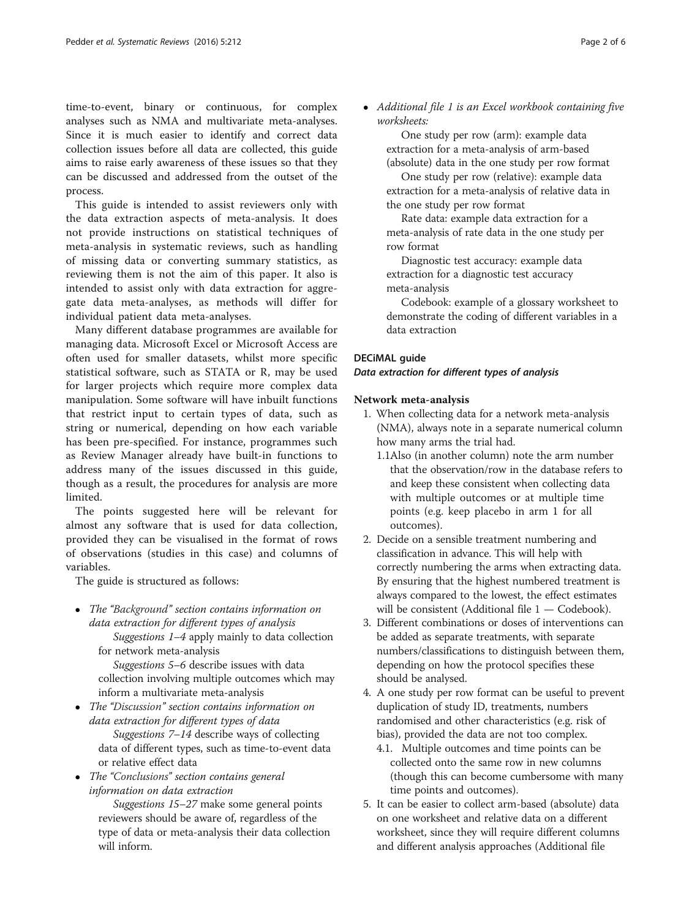time-to-event, binary or continuous, for complex analyses such as NMA and multivariate meta-analyses. Since it is much easier to identify and correct data collection issues before all data are collected, this guide aims to raise early awareness of these issues so that they can be discussed and addressed from the outset of the process.

This guide is intended to assist reviewers only with the data extraction aspects of meta-analysis. It does not provide instructions on statistical techniques of meta-analysis in systematic reviews, such as handling of missing data or converting summary statistics, as reviewing them is not the aim of this paper. It also is intended to assist only with data extraction for aggregate data meta-analyses, as methods will differ for individual patient data meta-analyses.

Many different database programmes are available for managing data. Microsoft Excel or Microsoft Access are often used for smaller datasets, whilst more specific statistical software, such as STATA or R, may be used for larger projects which require more complex data manipulation. Some software will have inbuilt functions that restrict input to certain types of data, such as string or numerical, depending on how each variable has been pre-specified. For instance, programmes such as Review Manager already have built-in functions to address many of the issues discussed in this guide, though as a result, the procedures for analysis are more limited.

The points suggested here will be relevant for almost any software that is used for data collection, provided they can be visualised in the format of rows of observations (studies in this case) and columns of variables.

The guide is structured as follows:

- *The "Background" section contains information on data extraction for different types of analysis*
  - *Suggestions 1–4* apply mainly to data collection for network meta-analysis
  - *Suggestions 5–6* describe issues with data collection involving multiple outcomes which may inform a multivariate meta-analysis
- *The "Discussion" section contains information on data extraction for different types of data*
  - *Suggestions 7–14* describe ways of collecting data of different types, such as time-to-event data or relative effect data
- *The "Conclusions" section contains general information on data extraction*
  - *Suggestions 15–27* make some general points reviewers should be aware of, regardless of the type of data or meta-analysis their data collection will inform.
- *Additional file 1 is an Excel workbook containing five worksheets:*
  - One study per row (arm): example data extraction for a meta-analysis of arm-based (absolute) data in the one study per row format
  - One study per row (relative): example data extraction for a meta-analysis of relative data in the one study per row format
  - Rate data: example data extraction for a meta-analysis of rate data in the one study per row format
  - Diagnostic test accuracy: example data extraction for a diagnostic test accuracy meta-analysis
  - Codebook: example of a glossary worksheet to demonstrate the coding of different variables in a data extraction

## DECiMAL guide

### *Data extraction for different types of analysis*

#### Network meta-analysis

1. When collecting data for a network meta-analysis (NMA), always note in a separate numerical column how many arms the trial had.
   1.1 Also (in another column) note the arm number that the observation/row in the database refers to and keep these consistent when collecting data with multiple outcomes or at multiple time points (e.g. keep placebo in arm 1 for all outcomes).
2. Decide on a sensible treatment numbering and classification in advance. This will help with correctly numbering the arms when extracting data. By ensuring that the highest numbered treatment is always compared to the lowest, the effect estimates will be consistent (Additional file 1 — Codebook).
3. Different combinations or doses of interventions can be added as separate treatments, with separate numbers/classifications to distinguish between them, depending on how the protocol specifies these should be analysed.
4. A one study per row format can be useful to prevent duplication of study ID, treatments, numbers randomised and other characteristics (e.g. risk of bias), provided the data are not too complex.
   4.1. Multiple outcomes and time points can be collected onto the same row in new columns (though this can become cumbersome with many time points and outcomes).
5. It can be easier to collect arm-based (absolute) data on one worksheet and relative data on a different worksheet, since they will require different columns and different analysis approaches (Additional file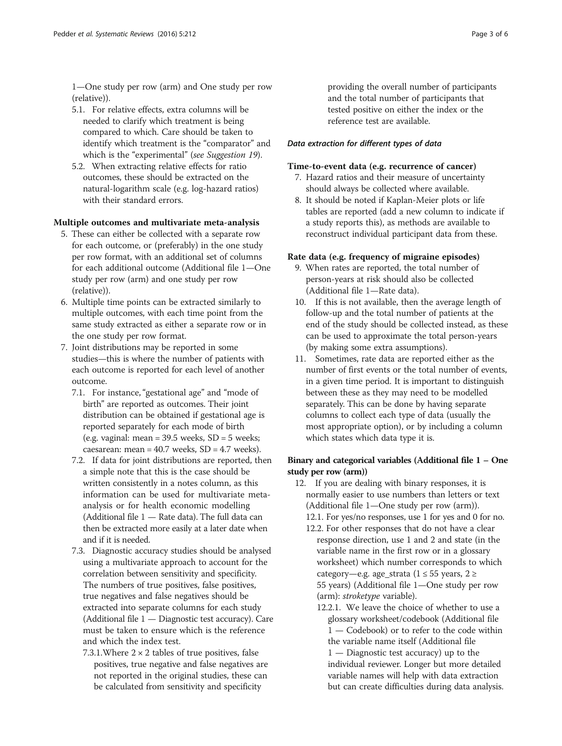1—One study per row (arm) and One study per row (relative)).

5.1. For relative effects, extra columns will be needed to clarify which treatment is being compared to which. Care should be taken to identify which treatment is the "comparator" and which is the "experimental" (*see Suggestion 19*).

5.2. When extracting relative effects for ratio outcomes, these should be extracted on the natural-logarithm scale (e.g. log-hazard ratios) with their standard errors.

**Multiple outcomes and multivariate meta-analysis**

5. These can either be collected with a separate row for each outcome, or (preferably) in the one study per row format, with an additional set of columns for each additional outcome (Additional file 1—One study per row (arm) and one study per row (relative)).
6. Multiple time points can be extracted similarly to multiple outcomes, with each time point from the same study extracted as either a separate row or in the one study per row format.
7. Joint distributions may be reported in some studies—this is where the number of patients with each outcome is reported for each level of another outcome.

7.1. For instance, "gestational age" and "mode of birth" are reported as outcomes. Their joint distribution can be obtained if gestational age is reported separately for each mode of birth (e.g. vaginal: mean = 39.5 weeks, SD = 5 weeks; caesarean: mean = 40.7 weeks, SD = 4.7 weeks).

7.2. If data for joint distributions are reported, then a simple note that this is the case should be written consistently in a notes column, as this information can be used for multivariate meta-analysis or for health economic modelling (Additional file 1 — Rate data). The full data can then be extracted more easily at a later date when and if it is needed.

7.3. Diagnostic accuracy studies should be analysed using a multivariate approach to account for the correlation between sensitivity and specificity. The numbers of true positives, false positives, true negatives and false negatives should be extracted into separate columns for each study (Additional file 1 — Diagnostic test accuracy). Care must be taken to ensure which is the reference and which the index test.

7.3.1. Where $2 \times 2$ tables of true positives, false positives, true negative and false negatives are not reported in the original studies, these can be calculated from sensitivity and specificity providing the overall number of participants and the total number of participants that tested positive on either the index or the reference test are available.

***Data extraction for different types of data***

**Time-to-event data (e.g. recurrence of cancer)**

7. Hazard ratios and their measure of uncertainty should always be collected where available.
8. It should be noted if Kaplan-Meier plots or life tables are reported (add a new column to indicate if a study reports this), as methods are available to reconstruct individual participant data from these.

**Rate data (e.g. frequency of migraine episodes)**

9. When rates are reported, the total number of person-years at risk should also be collected (Additional file 1—Rate data).
10. If this is not available, then the average length of follow-up and the total number of patients at the end of the study should be collected instead, as these can be used to approximate the total person-years (by making some extra assumptions).
11. Sometimes, rate data are reported either as the number of first events or the total number of events, in a given time period. It is important to distinguish between these as they may need to be modelled separately. This can be done by having separate columns to collect each type of data (usually the most appropriate option), or by including a column which states which data type it is.

**Binary and categorical variables (Additional file 1 – One study per row (arm))**

12. If you are dealing with binary responses, it is normally easier to use numbers than letters or text (Additional file 1—One study per row (arm)).

12.1. For yes/no responses, use 1 for yes and 0 for no.

12.2. For other responses that do not have a clear response direction, use 1 and 2 and state (in the variable name in the first row or in a glossary worksheet) which number corresponds to which category—e.g. age_strata (1 ≤ 55 years, 2 ≥ 55 years) (Additional file 1—One study per row (arm): *stroketype* variable).

12.2.1. We leave the choice of whether to use a glossary worksheet/codebook (Additional file 1 — Codebook) or to refer to the code within the variable name itself (Additional file 1 — Diagnostic test accuracy) up to the individual reviewer. Longer but more detailed variable names will help with data extraction but can create difficulties during data analysis.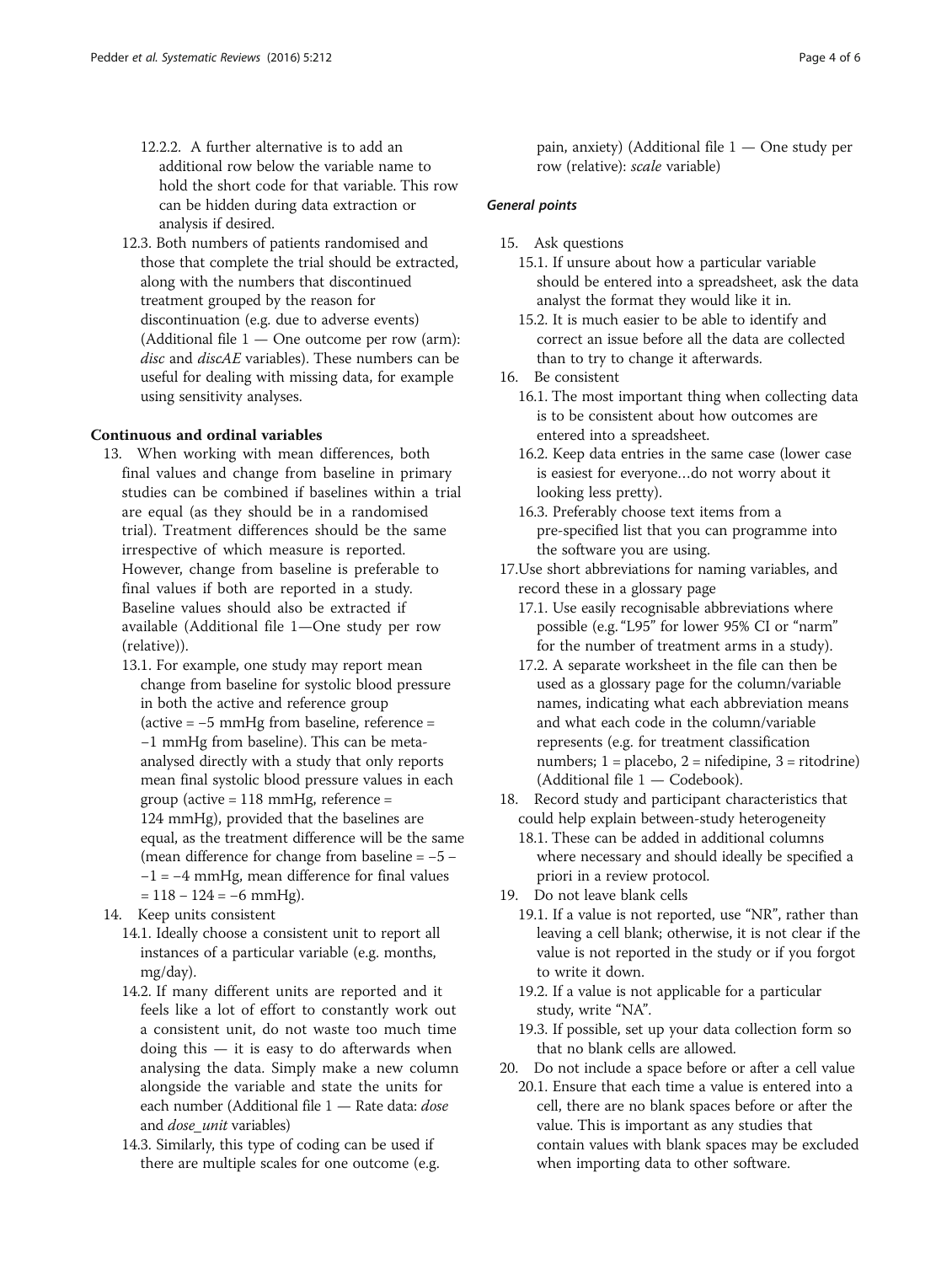12.2.2. A further alternative is to add an additional row below the variable name to hold the short code for that variable. This row can be hidden during data extraction or analysis if desired.

12.3. Both numbers of patients randomised and those that complete the trial should be extracted, along with the numbers that discontinued treatment grouped by the reason for discontinuation (e.g. due to adverse events) (Additional file 1 — One outcome per row (arm): *disc* and *discAE* variables). These numbers can be useful for dealing with missing data, for example using sensitivity analyses.

### Continuous and ordinal variables

13. When working with mean differences, both final values and change from baseline in primary studies can be combined if baselines within a trial are equal (as they should be in a randomised trial). Treatment differences should be the same irrespective of which measure is reported. However, change from baseline is preferable to final values if both are reported in a study. Baseline values should also be extracted if available (Additional file 1—One study per row (relative)).

    13.1. For example, one study may report mean change from baseline for systolic blood pressure in both the active and reference group (active = −5 mmHg from baseline, reference = −1 mmHg from baseline). This can be meta-analysed directly with a study that only reports mean final systolic blood pressure values in each group (active = 118 mmHg, reference = 124 mmHg), provided that the baselines are equal, as the treatment difference will be the same (mean difference for change from baseline = −5 − −1 = −4 mmHg, mean difference for final values = 118 − 124 = −6 mmHg).

14. Keep units consistent

    14.1. Ideally choose a consistent unit to report all instances of a particular variable (e.g. months, mg/day).

    14.2. If many different units are reported and it feels like a lot of effort to constantly work out a consistent unit, do not waste too much time doing this — it is easy to do afterwards when analysing the data. Simply make a new column alongside the variable and state the units for each number (Additional file 1 — Rate data: *dose* and *dose_unit* variables)

    14.3. Similarly, this type of coding can be used if there are multiple scales for one outcome (e.g. pain, anxiety) (Additional file 1 — One study per row (relative): *scale* variable)

#### General points

15. Ask questions

    15.1. If unsure about how a particular variable should be entered into a spreadsheet, ask the data analyst the format they would like it in.

    15.2. It is much easier to be able to identify and correct an issue before all the data are collected than to try to change it afterwards.

16. Be consistent

    16.1. The most important thing when collecting data is to be consistent about how outcomes are entered into a spreadsheet.

    16.2. Keep data entries in the same case (lower case is easiest for everyone…do not worry about it looking less pretty).

    16.3. Preferably choose text items from a pre-specified list that you can programme into the software you are using.

17. Use short abbreviations for naming variables, and record these in a glossary page

    17.1. Use easily recognisable abbreviations where possible (e.g. "L95" for lower 95% CI or "narm" for the number of treatment arms in a study).

    17.2. A separate worksheet in the file can then be used as a glossary page for the column/variable names, indicating what each abbreviation means and what each code in the column/variable represents (e.g. for treatment classification numbers; 1 = placebo, 2 = nifedipine, 3 = ritodrine) (Additional file 1 — Codebook).

18. Record study and participant characteristics that could help explain between-study heterogeneity

    18.1. These can be added in additional columns where necessary and should ideally be specified a priori in a review protocol.

19. Do not leave blank cells

    19.1. If a value is not reported, use "NR", rather than leaving a cell blank; otherwise, it is not clear if the value is not reported in the study or if you forgot to write it down.

    19.2. If a value is not applicable for a particular study, write "NA".

    19.3. If possible, set up your data collection form so that no blank cells are allowed.

20. Do not include a space before or after a cell value

    20.1. Ensure that each time a value is entered into a cell, there are no blank spaces before or after the value. This is important as any studies that contain values with blank spaces may be excluded when importing data to other software.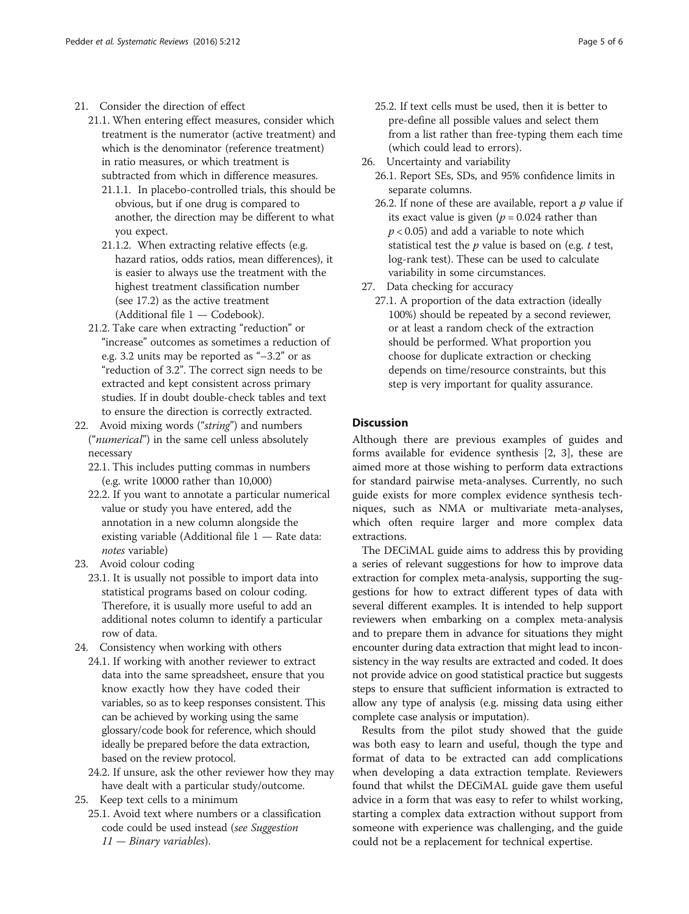21. Consider the direction of effect
    21.1. When entering effect measures, consider which treatment is the numerator (active treatment) and which is the denominator (reference treatment) in ratio measures, or which treatment is subtracted from which in difference measures.
        21.1.1. In placebo-controlled trials, this should be obvious, but if one drug is compared to another, the direction may be different to what you expect.
        21.1.2. When extracting relative effects (e.g. hazard ratios, odds ratios, mean differences), it is easier to always use the treatment with the highest treatment classification number (see 17.2) as the active treatment (Additional file 1 — Codebook).
    21.2. Take care when extracting "reduction" or "increase" outcomes as sometimes a reduction of e.g. 3.2 units may be reported as "–3.2" or as "reduction of 3.2". The correct sign needs to be extracted and kept consistent across primary studies. If in doubt double-check tables and text to ensure the direction is correctly extracted.
22. Avoid mixing words ("*string*") and numbers ("*numerical*") in the same cell unless absolutely necessary
    22.1. This includes putting commas in numbers (e.g. write 10000 rather than 10,000)
    22.2. If you want to annotate a particular numerical value or study you have entered, add the annotation in a new column alongside the existing variable (Additional file 1 — Rate data: *notes* variable)
23. Avoid colour coding
    23.1. It is usually not possible to import data into statistical programs based on colour coding. Therefore, it is usually more useful to add an additional notes column to identify a particular row of data.
24. Consistency when working with others
    24.1. If working with another reviewer to extract data into the same spreadsheet, ensure that you know exactly how they have coded their variables, so as to keep responses consistent. This can be achieved by working using the same glossary/code book for reference, which should ideally be prepared before the data extraction, based on the review protocol.
    24.2. If unsure, ask the other reviewer how they may have dealt with a particular study/outcome.
25. Keep text cells to a minimum
    25.1. Avoid text where numbers or a classification code could be used instead (*see Suggestion 11 — Binary variables*).
    25.2. If text cells must be used, then it is better to pre-define all possible values and select them from a list rather than free-typing them each time (which could lead to errors).
26. Uncertainty and variability
    26.1. Report SEs, SDs, and 95% confidence limits in separate columns.
    26.2. If none of these are available, report a $p$ value if its exact value is given ($p = 0.024$ rather than $p < 0.05$) and add a variable to note which statistical test the $p$ value is based on (e.g. $t$ test, log-rank test). These can be used to calculate variability in some circumstances.
27. Data checking for accuracy
    27.1. A proportion of the data extraction (ideally 100%) should be repeated by a second reviewer, or at least a random check of the extraction should be performed. What proportion you choose for duplicate extraction or checking depends on time/resource constraints, but this step is very important for quality assurance.

## Discussion

Although there are previous examples of guides and forms available for evidence synthesis [2, 3], these are aimed more at those wishing to perform data extractions for standard pairwise meta-analyses. Currently, no such guide exists for more complex evidence synthesis techniques, such as NMA or multivariate meta-analyses, which often require larger and more complex data extractions.

The DECiMAL guide aims to address this by providing a series of relevant suggestions for how to improve data extraction for complex meta-analysis, supporting the suggestions for how to extract different types of data with several different examples. It is intended to help support reviewers when embarking on a complex meta-analysis and to prepare them in advance for situations they might encounter during data extraction that might lead to inconsistency in the way results are extracted and coded. It does not provide advice on good statistical practice but suggests steps to ensure that sufficient information is extracted to allow any type of analysis (e.g. missing data using either complete case analysis or imputation).

Results from the pilot study showed that the guide was both easy to learn and useful, though the type and format of data to be extracted can add complications when developing a data extraction template. Reviewers found that whilst the DECiMAL guide gave them useful advice in a form that was easy to refer to whilst working, starting a complex data extraction without support from someone with experience was challenging, and the guide could not be a replacement for technical expertise.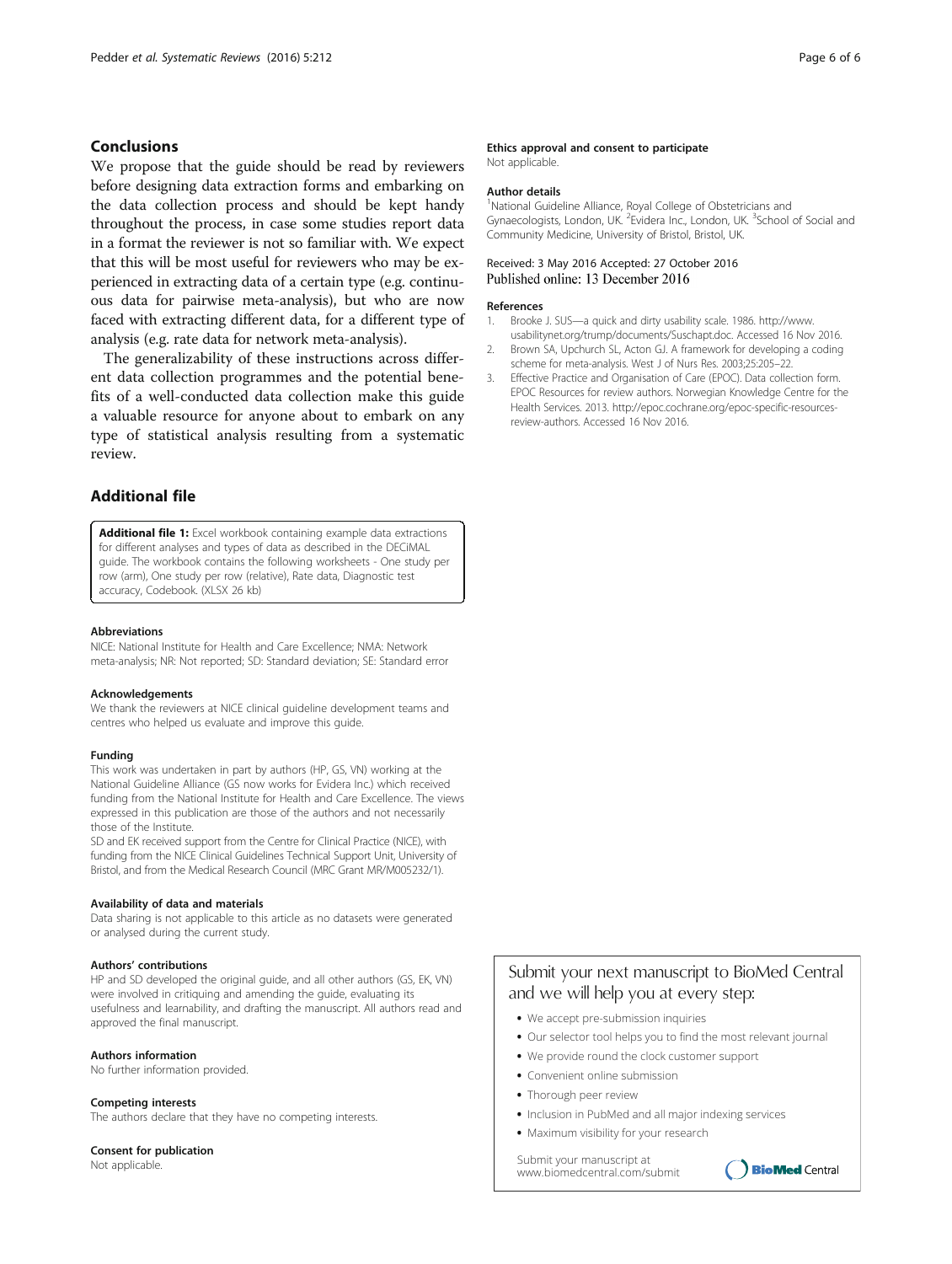## Conclusions

We propose that the guide should be read by reviewers before designing data extraction forms and embarking on the data collection process and should be kept handy throughout the process, in case some studies report data in a format the reviewer is not so familiar with. We expect that this will be most useful for reviewers who may be experienced in extracting data of a certain type (e.g. continuous data for pairwise meta-analysis), but who are now faced with extracting different data, for a different type of analysis (e.g. rate data for network meta-analysis).

The generalizability of these instructions across different data collection programmes and the potential benefits of a well-conducted data collection make this guide a valuable resource for anyone about to embark on any type of statistical analysis resulting from a systematic review.

## Additional file

**Additional file 1:** Excel workbook containing example data extractions for different analyses and types of data as described in the DECiMAL guide. The workbook contains the following worksheets - One study per row (arm), One study per row (relative), Rate data, Diagnostic test accuracy, Codebook. (XLSX 26 kb)

#### Abbreviations

NICE: National Institute for Health and Care Excellence; NMA: Network meta-analysis; NR: Not reported; SD: Standard deviation; SE: Standard error

#### Acknowledgements

We thank the reviewers at NICE clinical guideline development teams and centres who helped us evaluate and improve this guide.

#### Funding

This work was undertaken in part by authors (HP, GS, VN) working at the National Guideline Alliance (GS now works for Evidera Inc.) which received funding from the National Institute for Health and Care Excellence. The views expressed in this publication are those of the authors and not necessarily those of the Institute.

SD and EK received support from the Centre for Clinical Practice (NICE), with funding from the NICE Clinical Guidelines Technical Support Unit, University of Bristol, and from the Medical Research Council (MRC Grant MR/M005232/1).

#### Availability of data and materials

Data sharing is not applicable to this article as no datasets were generated or analysed during the current study.

#### Authors' contributions

HP and SD developed the original guide, and all other authors (GS, EK, VN) were involved in critiquing and amending the guide, evaluating its usefulness and learnability, and drafting the manuscript. All authors read and approved the final manuscript.

#### Authors information

No further information provided.

#### Competing interests

The authors declare that they have no competing interests.

#### Consent for publication

Not applicable.

#### Ethics approval and consent to participate

Not applicable.

#### Author details

[1]National Guideline Alliance, Royal College of Obstetricians and Gynaecologists, London, UK. [2]Evidera Inc., London, UK. [3]School of Social and Community Medicine, University of Bristol, Bristol, UK.

Received: 3 May 2016 Accepted: 27 October 2016
Published online: 13 December 2016

#### References

1. Brooke J. SUS—a quick and dirty usability scale. 1986. http://www.usabilitynet.org/trump/documents/Suschapt.doc. Accessed 16 Nov 2016.
2. Brown SA, Upchurch SL, Acton GJ. A framework for developing a coding scheme for meta-analysis. West J of Nurs Res. 2003;25:205–22.
3. Effective Practice and Organisation of Care (EPOC). Data collection form. EPOC Resources for review authors. Norwegian Knowledge Centre for the Health Services. 2013. http://epoc.cochrane.org/epoc-specific-resources-review-authors. Accessed 16 Nov 2016.

Submit your next manuscript to BioMed Central and we will help you at every step:

- We accept pre-submission inquiries
- Our selector tool helps you to find the most relevant journal
- We provide round the clock customer support
- Convenient online submission
- Thorough peer review
- Inclusion in PubMed and all major indexing services
- Maximum visibility for your research

Submit your manuscript at www.biomedcentral.com/submit

BioMed Central